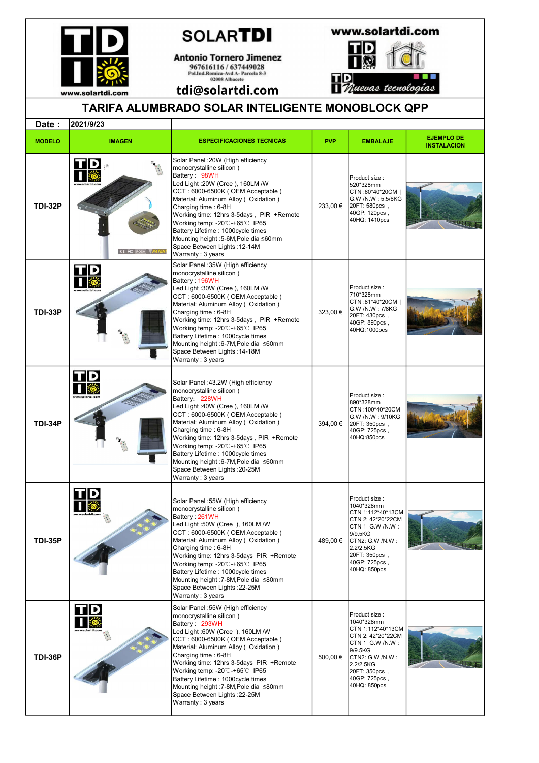**SOLARTDI**

**Antonio Tornero Jimenez**
967616116 / 637449028
Pol.Ind.Romica-Avd A- Parcela 8-3
02008 Albacete

tdi@solartdi.com

www.solartdi.com

# TARIFA ALUMBRADO SOLAR INTELIGENTE MONOBLOCK QPP

**Date :** 2021/9/23

| MODELO | IMAGEN | ESPECIFICACIONES TECNICAS | PVP | EMBALAJE | EJEMPLO DE INSTALACION |
|---|---|---|---|---|---|
| **TDI-32P** | | Solar Panel :20W (High efficiency monocrystalline silicon )<br>Battery : 98WH<br>Led Light :20W (Cree ), 160LM /W<br>CCT : 6000-6500K ( OEM Acceptable )<br>Material: Aluminum Alloy ( Oxidation )<br>Charging time : 6-8H<br>Working time: 12hrs 3-5days , PIR +Remote<br>Working temp: -20℃-+65℃ IP65<br>Battery Lifetime : 1000cycle times<br>Mounting height :5-6M,Pole dia ≤60mm<br>Space Between Lights :12-14M<br>Warranty : 3 years | 233,00 € | Product size : 520*328mm<br>CTN :60*40*20CM \|<br>G.W /N.W : 5.5/6KG<br>20FT: 580pcs ,<br>40GP: 120pcs ,<br>40HQ: 1410pcs | |
| **TDI-33P** | | Solar Panel :35W (High efficiency monocrystalline silicon )<br>Battery : 196WH<br>Led Light :30W (Cree ), 160LM /W<br>CCT : 6000-6500K ( OEM Acceptable )<br>Material: Aluminum Alloy ( Oxidation )<br>Charging time : 6-8H<br>Working time: 12hrs 3-5days , PIR +Remote<br>Working temp: -20℃-+65℃ IP65<br>Battery Lifetime : 1000cycle times<br>Mounting height :6-7M,Pole dia ≤60mm<br>Space Between Lights :14-18M<br>Warranty : 3 years | 323,00 € | Product size : 710*328mm<br>CTN :81*40*20CM \|<br>G.W /N.W : 7/8KG<br>20FT: 430pcs ,<br>40GP: 890pcs ,<br>40HQ:1000pcs | |
| **TDI-34P** | | Solar Panel :43.2W (High efficiency monocrystalline silicon )<br>Battery: 228WH<br>Led Light :40W (Cree ), 160LM /W<br>CCT : 6000-6500K ( OEM Acceptable )<br>Material: Aluminum Alloy ( Oxidation )<br>Charging time : 6-8H<br>Working time: 12hrs 3-5days , PIR +Remote<br>Working temp: -20℃-+65℃ IP65<br>Battery Lifetime : 1000cycle times<br>Mounting height :6-7M,Pole dia ≤60mm<br>Space Between Lights :20-25M<br>Warranty : 3 years | 394,00 € | Product size : 890*328mm<br>CTN :100*40*20CM \|<br>G.W /N.W : 9/10KG<br>20FT: 350pcs ,<br>40GP: 725pcs ,<br>40HQ:850pcs | |
| **TDI-35P** | | Solar Panel :55W (High efficiency monocrystalline silicon )<br>Battery : 261WH<br>Led Light :50W (Cree ), 160LM /W<br>CCT : 6000-6500K ( OEM Acceptable )<br>Material: Aluminum Alloy ( Oxidation )<br>Charging time : 6-8H<br>Working time: 12hrs 3-5days PIR +Remote<br>Working temp: -20℃-+65℃ IP65<br>Battery Lifetime : 1000cycle times<br>Mounting height :7-8M,Pole dia ≤80mm<br>Space Between Lights :22-25M<br>Warranty : 3 years | 489,00 € | Product size : 1040*328mm<br>CTN 1:112*40*13CM<br>CTN 2: 42*20*22CM<br>CTN 1 G.W /N.W : 9/9.5KG<br>CTN2: G.W /N.W : 2.2/2.5KG<br>20FT: 350pcs ,<br>40GP: 725pcs ,<br>40HQ: 850pcs | |
| **TDI-36P** | | Solar Panel :55W (High efficiency monocrystalline silicon )<br>Battery : 293WH<br>Led Light :60W (Cree ), 160LM /W<br>CCT : 6000-6500K ( OEM Acceptable )<br>Material: Aluminum Alloy ( Oxidation )<br>Charging time : 6-8H<br>Working time: 12hrs 3-5days PIR +Remote<br>Working temp: -20℃-+65℃ IP65<br>Battery Lifetime : 1000cycle times<br>Mounting height :7-8M,Pole dia ≤80mm<br>Space Between Lights :22-25M<br>Warranty : 3 years | 500,00 € | Product size : 1040*328mm<br>CTN 1:112*40*13CM<br>CTN 2: 42*20*22CM<br>CTN 1 G.W /N.W : 9/9.5KG<br>CTN2: G.W /N.W : 2.2/2.5KG<br>20FT: 350pcs ,<br>40GP: 725pcs ,<br>40HQ: 850pcs | |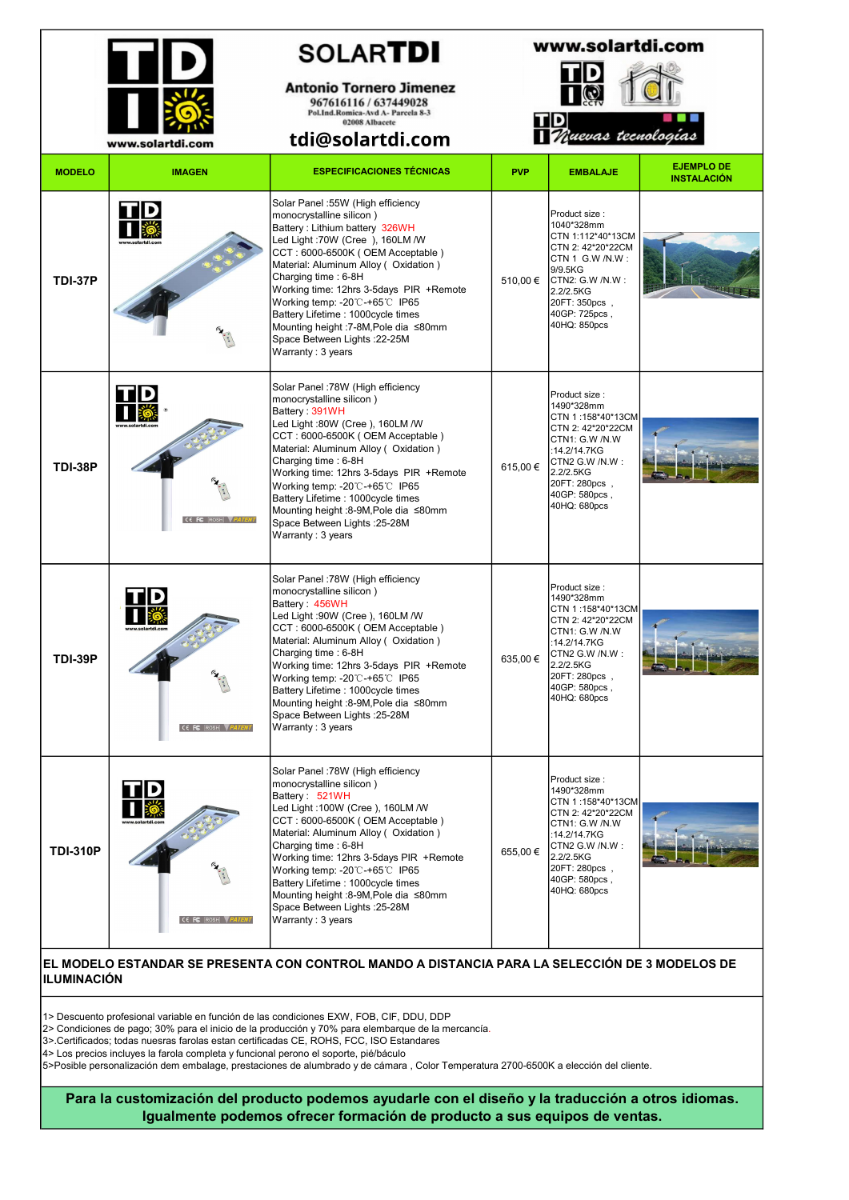# SOLARTDI

**Antonio Tornero Jimenez**
967616116 / 637449028
Pol.Ind.Romica-Avd A- Parcela 8-3
02008 Albacete

tdi@solartdi.com

www.solartdi.com

| MODELO | IMAGEN | ESPECIFICACIONES TÉCNICAS | PVP | EMBALAJE | EJEMPLO DE INSTALACIÓN |
|---|---|---|---|---|---|
| TDI-37P | | Solar Panel :55W (High efficiency monocrystalline silicon )<br>Battery : Lithium battery 326WH<br>Led Light :70W (Cree ), 160LM /W<br>CCT : 6000-6500K ( OEM Acceptable )<br>Material: Aluminum Alloy ( Oxidation )<br>Charging time : 6-8H<br>Working time: 12hrs 3-5days PIR +Remote<br>Working temp: -20℃-+65℃ IP65<br>Battery Lifetime : 1000cycle times<br>Mounting height :7-8M,Pole dia ≤80mm<br>Space Between Lights :22-25M<br>Warranty : 3 years | 510,00 € | Product size : 1040*328mm<br>CTN 1:112*40*13CM<br>CTN 2: 42*20*22CM<br>CTN 1 G.W /N.W : 9/9.5KG<br>CTN2: G.W /N.W : 2.2/2.5KG<br>20FT: 350pcs ,<br>40GP: 725pcs ,<br>40HQ: 850pcs | |
| TDI-38P | | Solar Panel :78W (High efficiency monocrystalline silicon )<br>Battery : 391WH<br>Led Light :80W (Cree ), 160LM /W<br>CCT : 6000-6500K ( OEM Acceptable )<br>Material: Aluminum Alloy ( Oxidation )<br>Charging time : 6-8H<br>Working time: 12hrs 3-5days PIR +Remote<br>Working temp: -20℃-+65℃ IP65<br>Battery Lifetime : 1000cycle times<br>Mounting height :8-9M,Pole dia ≤80mm<br>Space Between Lights :25-28M<br>Warranty : 3 years | 615,00 € | Product size : 1490*328mm<br>CTN 1 :158*40*13CM<br>CTN 2: 42*20*22CM<br>CTN1: G.W /N.W :14.2/14.7KG<br>CTN2 G.W /N.W : 2.2/2.5KG<br>20FT: 280pcs ,<br>40GP: 580pcs ,<br>40HQ: 680pcs | |
| TDI-39P | | Solar Panel :78W (High efficiency monocrystalline silicon )<br>Battery : 456WH<br>Led Light :90W (Cree ), 160LM /W<br>CCT : 6000-6500K ( OEM Acceptable )<br>Material: Aluminum Alloy ( Oxidation )<br>Charging time : 6-8H<br>Working time: 12hrs 3-5days PIR +Remote<br>Working temp: -20℃-+65℃ IP65<br>Battery Lifetime : 1000cycle times<br>Mounting height :8-9M,Pole dia ≤80mm<br>Space Between Lights :25-28M<br>Warranty : 3 years | 635,00 € | Product size : 1490*328mm<br>CTN 1 :158*40*13CM<br>CTN 2: 42*20*22CM<br>CTN1: G.W /N.W :14.2/14.7KG<br>CTN2 G.W /N.W : 2.2/2.5KG<br>20FT: 280pcs ,<br>40GP: 580pcs ,<br>40HQ: 680pcs | |
| TDI-310P | | Solar Panel :78W (High efficiency monocrystalline silicon )<br>Battery : 521WH<br>Led Light :100W (Cree ), 160LM /W<br>CCT : 6000-6500K ( OEM Acceptable )<br>Material: Aluminum Alloy ( Oxidation )<br>Charging time : 6-8H<br>Working time: 12hrs 3-5days PIR +Remote<br>Working temp: -20℃-+65℃ IP65<br>Battery Lifetime : 1000cycle times<br>Mounting height :8-9M,Pole dia ≤80mm<br>Space Between Lights :25-28M<br>Warranty : 3 years | 655,00 € | Product size : 1490*328mm<br>CTN 1 :158*40*13CM<br>CTN 2: 42*20*22CM<br>CTN1: G.W /N.W :14.2/14.7KG<br>CTN2 G.W /N.W : 2.2/2.5KG<br>20FT: 280pcs ,<br>40GP: 580pcs ,<br>40HQ: 680pcs | |

**EL MODELO ESTANDAR SE PRESENTA CON CONTROL MANDO A DISTANCIA PARA LA SELECCIÓN DE 3 MODELOS DE ILUMINACIÓN**

1> Descuento profesional variable en función de las condiciones EXW, FOB, CIF, DDU, DDP
2> Condiciones de pago; 30% para el inicio de la producción y 70% para elembarque de la mercancía.
3>.Certificados; todas nuesras farolas estan certificadas CE, ROHS, FCC, ISO Estandares
4> Los precios incluyes la farola completa y funcional perono el soporte, pié/báculo
5>Posible personalización dem embalage, prestaciones de alumbrado y de cámara , Color Temperatura 2700-6500K a elección del cliente.

**Para la customización del producto podemos ayudarle con el diseño y la traducción a otros idiomas. Igualmente podemos ofrecer formación de producto a sus equipos de ventas.**